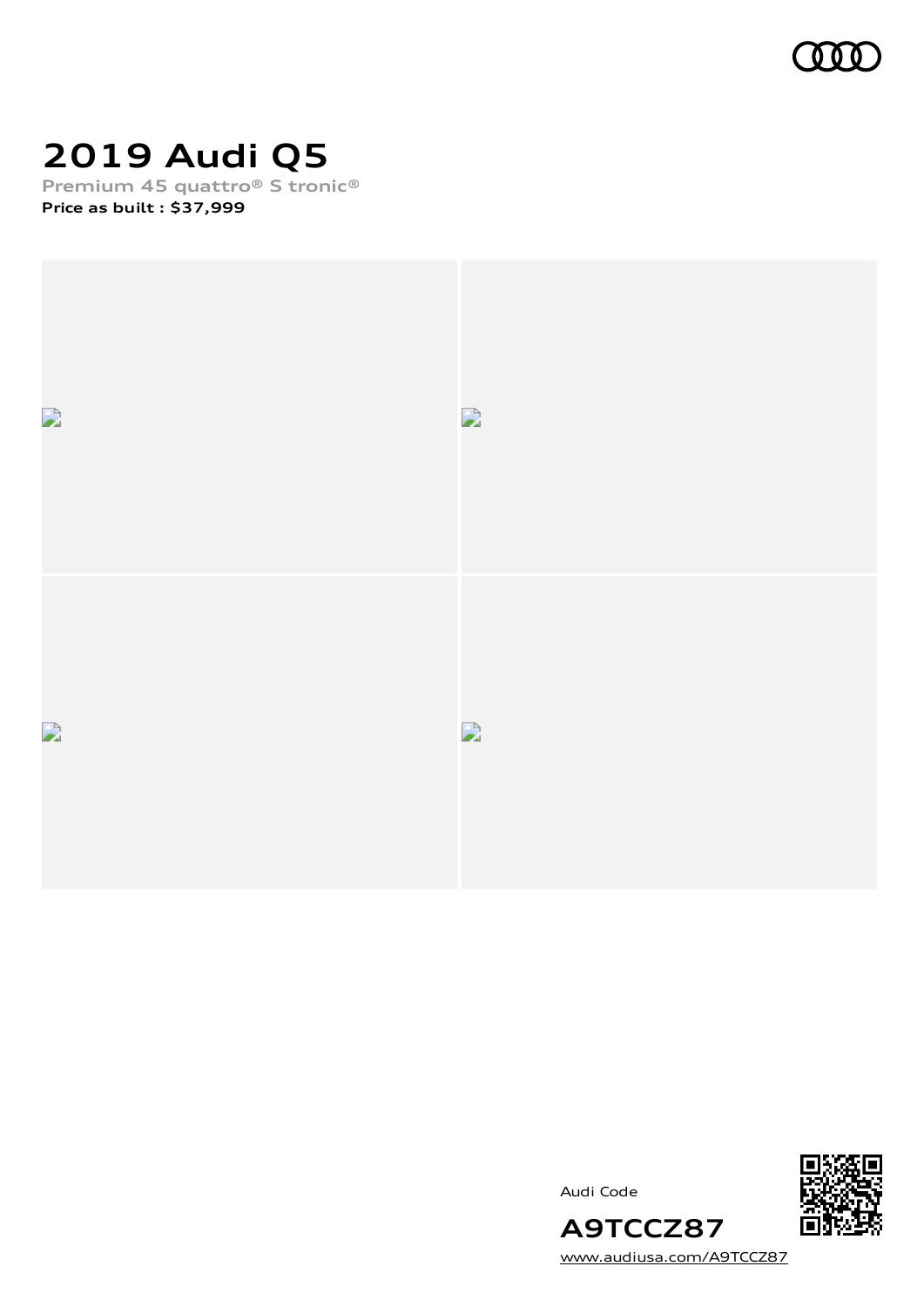# 2019 Audi Q5

**Premium 45 quattro® S tronic®**

**Price as built : $37,999**

Audi Code

**A9TCCZ87**

www.audiusa.com/A9TCCZ87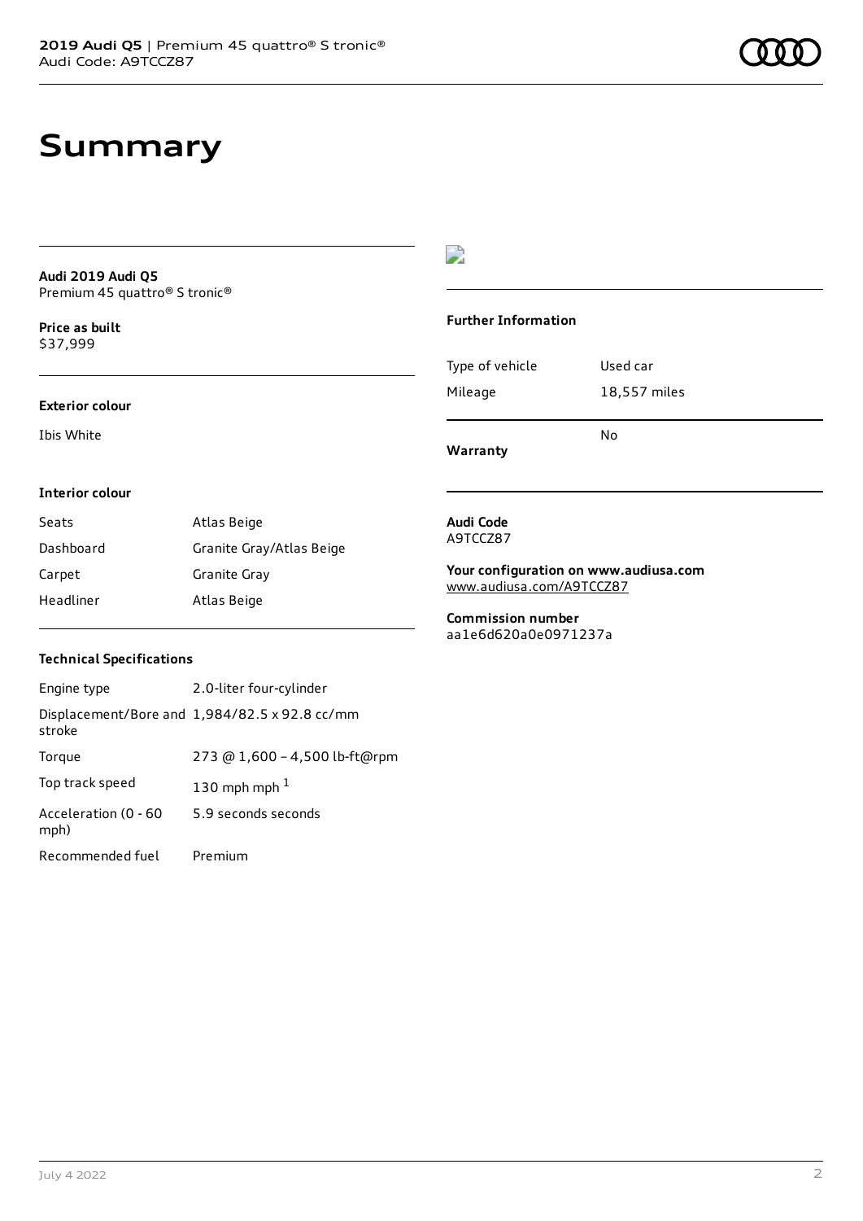# Summary

**Audi 2019 Audi Q5**
Premium 45 quattro® S tronic®

**Price as built**
$37,999

### Exterior colour

Ibis White

### Interior colour

| Seats | Atlas Beige |
| --- | --- |
| Dashboard | Granite Gray/Atlas Beige |
| Carpet | Granite Gray |
| Headliner | Atlas Beige |

### Technical Specifications

| Engine type | 2.0-liter four-cylinder |
| --- | --- |
| Displacement/Bore and stroke | 1,984/82.5 x 92.8 cc/mm |
| Torque | 273 @ 1,600 – 4,500 lb-ft@rpm |
| Top track speed | 130 mph mph [1] |
| Acceleration (0 - 60 mph) | 5.9 seconds seconds |
| Recommended fuel | Premium |

### Further Information

| Type of vehicle | Used car |
| --- | --- |
| Mileage | 18,557 miles |
| **Warranty** | No |

**Audi Code**
A9TCCZ87

**Your configuration on www.audiusa.com**
www.audiusa.com/A9TCCZ87

**Commission number**
aa1e6d620a0e0971237a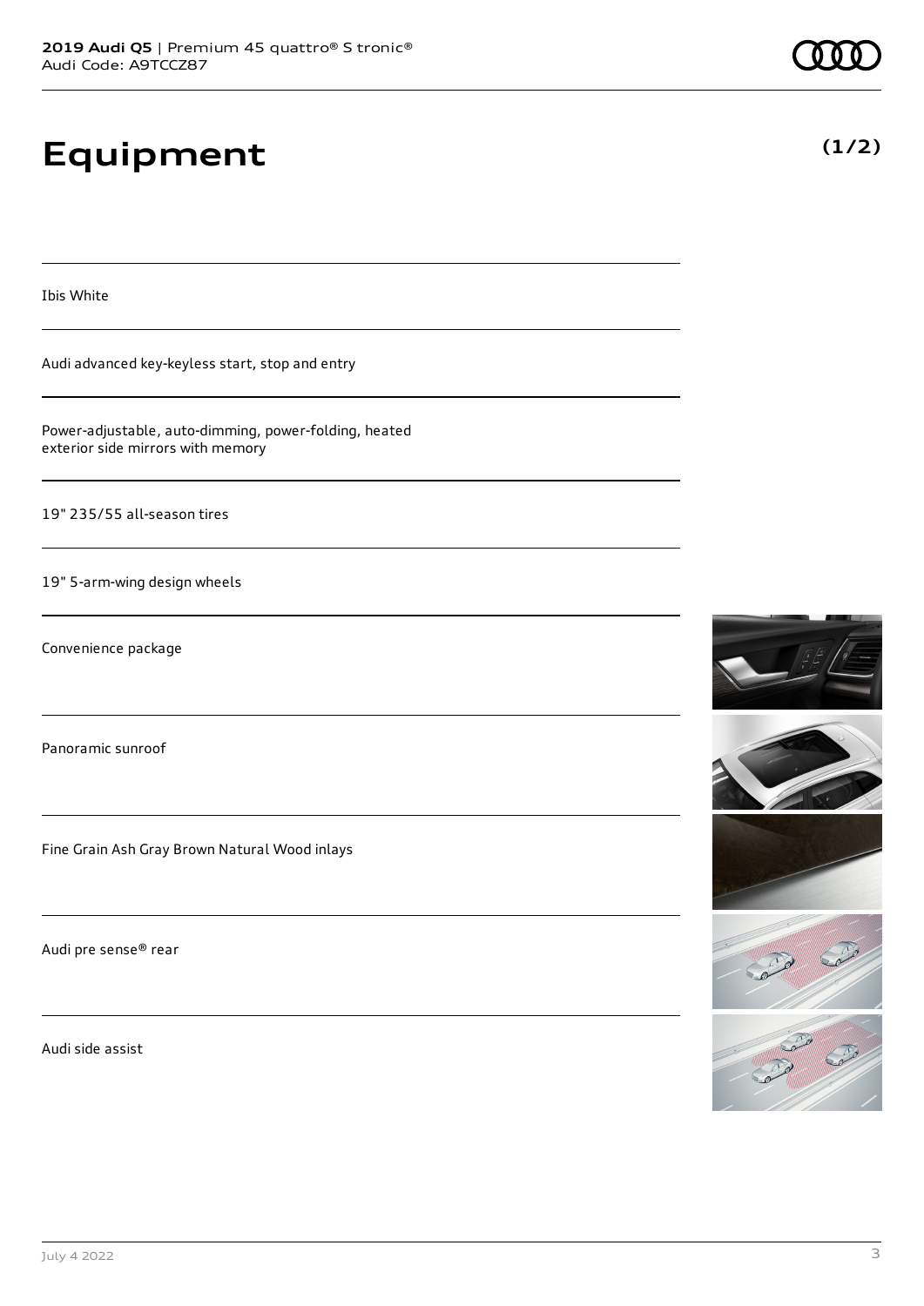# Equipment

**(1/2)**

Ibis White

Audi advanced key-keyless start, stop and entry

Power-adjustable, auto-dimming, power-folding, heated exterior side mirrors with memory

19" 235/55 all-season tires

19" 5-arm-wing design wheels

Convenience package

Panoramic sunroof

Fine Grain Ash Gray Brown Natural Wood inlays

Audi pre sense® rear

Audi side assist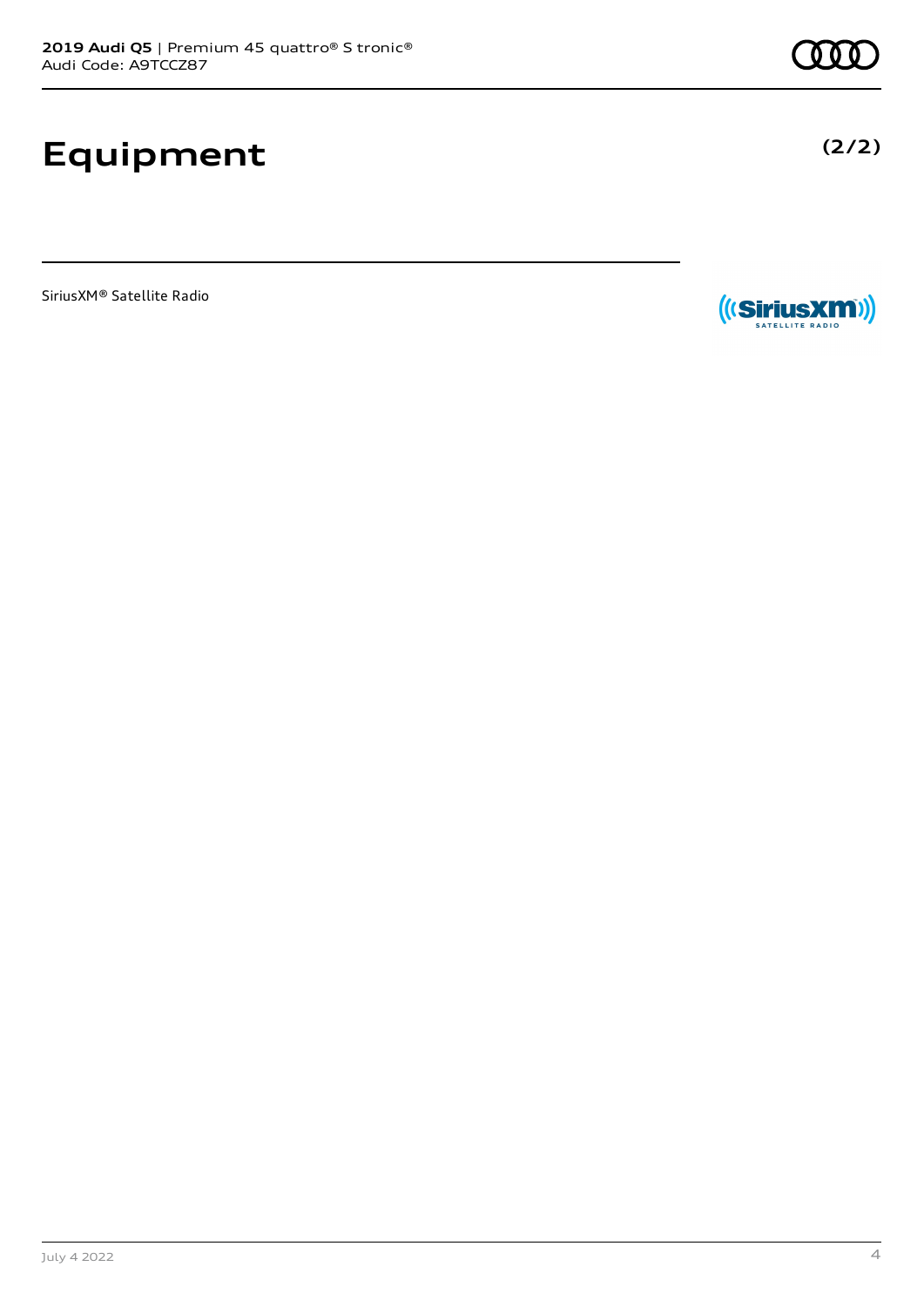# Equipment

(2/2)

SiriusXM® Satellite Radio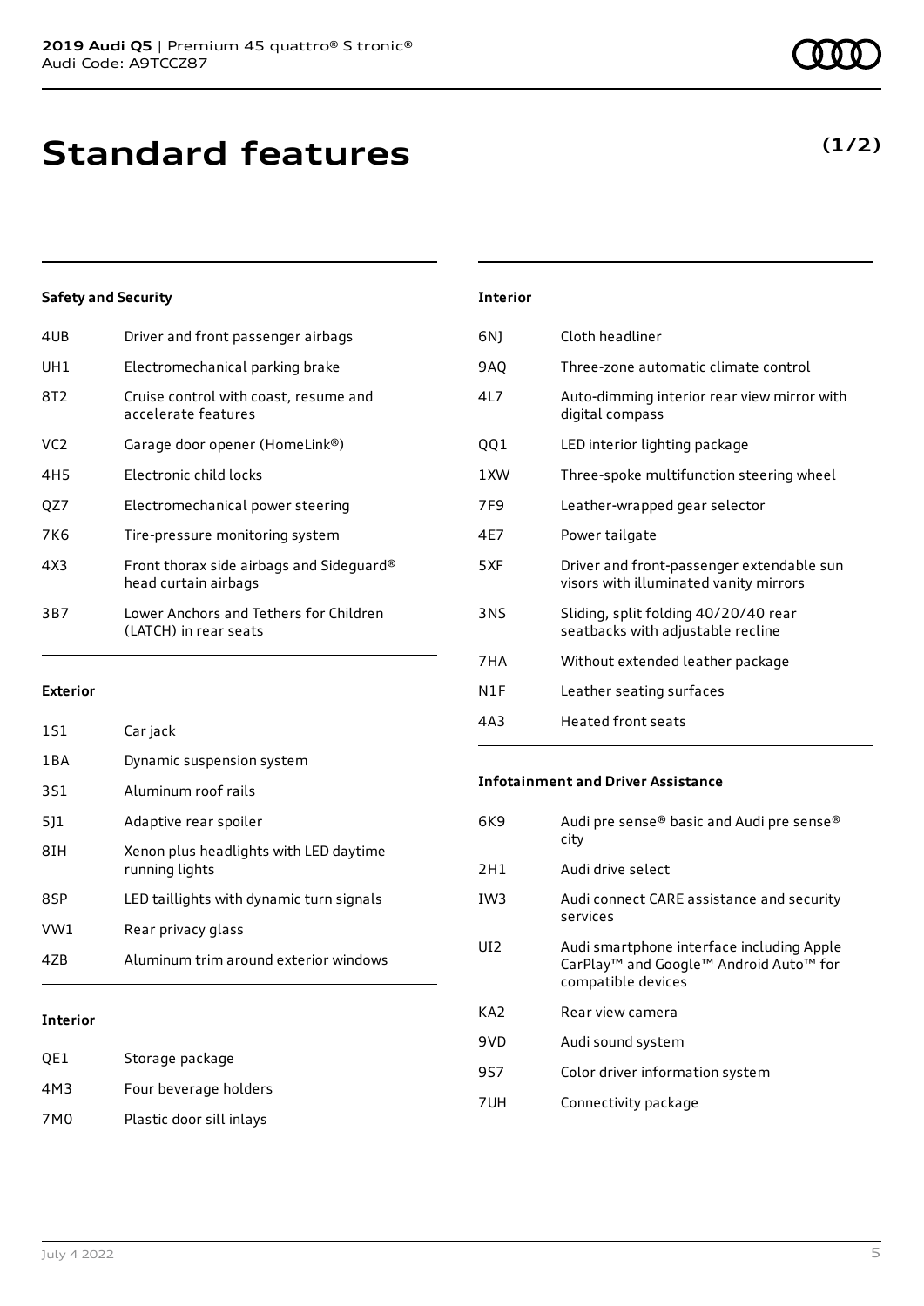# Standard features

**(1/2)**

### Safety and Security

| | |
|---|---|
| 4UB | Driver and front passenger airbags |
| UH1 | Electromechanical parking brake |
| 8T2 | Cruise control with coast, resume and accelerate features |
| VC2 | Garage door opener (HomeLink®) |
| 4H5 | Electronic child locks |
| QZ7 | Electromechanical power steering |
| 7K6 | Tire-pressure monitoring system |
| 4X3 | Front thorax side airbags and Sideguard® head curtain airbags |
| 3B7 | Lower Anchors and Tethers for Children (LATCH) in rear seats |

### Exterior

| | |
|---|---|
| 1S1 | Car jack |
| 1BA | Dynamic suspension system |
| 3S1 | Aluminum roof rails |
| 5J1 | Adaptive rear spoiler |
| 8IH | Xenon plus headlights with LED daytime running lights |
| 8SP | LED taillights with dynamic turn signals |
| VW1 | Rear privacy glass |
| 4ZB | Aluminum trim around exterior windows |

### Interior

| | |
|---|---|
| QE1 | Storage package |
| 4M3 | Four beverage holders |
| 7M0 | Plastic door sill inlays |
| 6NJ | Cloth headliner |
| 9AQ | Three-zone automatic climate control |
| 4L7 | Auto-dimming interior rear view mirror with digital compass |
| QQ1 | LED interior lighting package |
| 1XW | Three-spoke multifunction steering wheel |
| 7F9 | Leather-wrapped gear selector |
| 4E7 | Power tailgate |
| 5XF | Driver and front-passenger extendable sun visors with illuminated vanity mirrors |
| 3NS | Sliding, split folding 40/20/40 rear seatbacks with adjustable recline |
| 7HA | Without extended leather package |
| N1F | Leather seating surfaces |
| 4A3 | Heated front seats |

### Infotainment and Driver Assistance

| | |
|---|---|
| 6K9 | Audi pre sense® basic and Audi pre sense® city |
| 2H1 | Audi drive select |
| IW3 | Audi connect CARE assistance and security services |
| UI2 | Audi smartphone interface including Apple CarPlay™ and Google™ Android Auto™ for compatible devices |
| KA2 | Rear view camera |
| 9VD | Audi sound system |
| 9S7 | Color driver information system |
| 7UH | Connectivity package |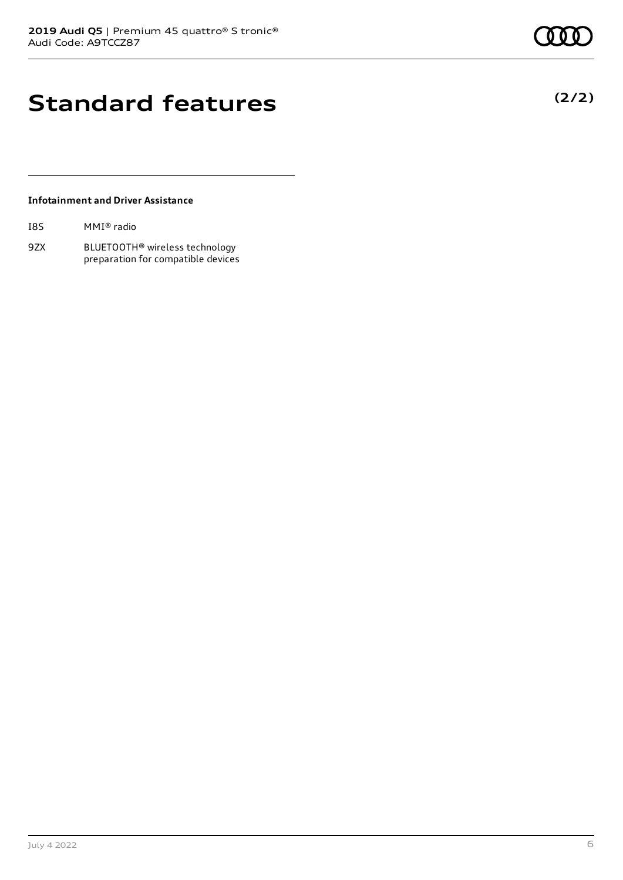# Standard features

**(2/2)**

### Infotainment and Driver Assistance

| | |
|---|---|
| I8S | MMI® radio |
| 9ZX | BLUETOOTH® wireless technology preparation for compatible devices |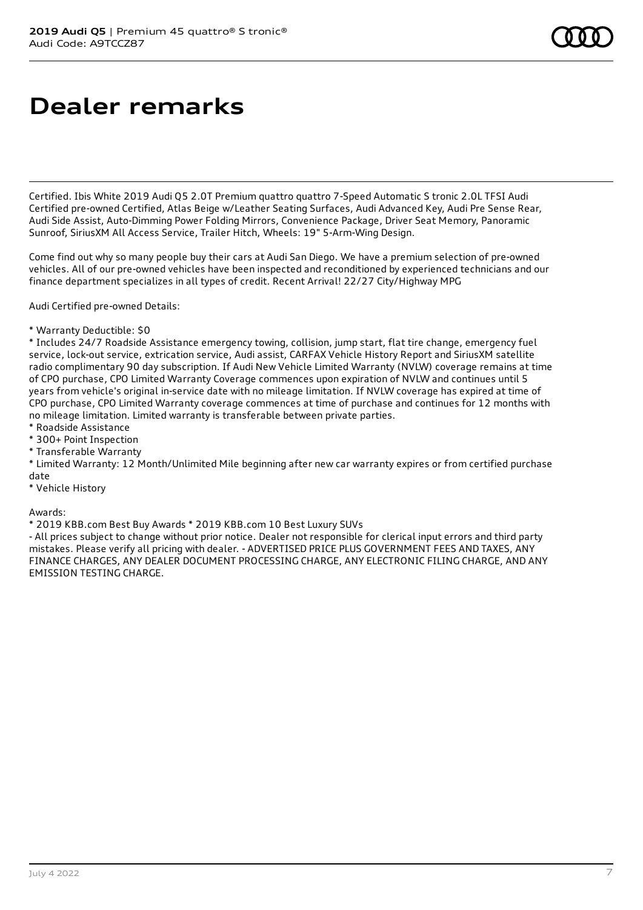# Dealer remarks

Certified. Ibis White 2019 Audi Q5 2.0T Premium quattro quattro 7-Speed Automatic S tronic 2.0L TFSI Audi Certified pre-owned Certified, Atlas Beige w/Leather Seating Surfaces, Audi Advanced Key, Audi Pre Sense Rear, Audi Side Assist, Auto-Dimming Power Folding Mirrors, Convenience Package, Driver Seat Memory, Panoramic Sunroof, SiriusXM All Access Service, Trailer Hitch, Wheels: 19" 5-Arm-Wing Design.

Come find out why so many people buy their cars at Audi San Diego. We have a premium selection of pre-owned vehicles. All of our pre-owned vehicles have been inspected and reconditioned by experienced technicians and our finance department specializes in all types of credit. Recent Arrival! 22/27 City/Highway MPG

Audi Certified pre-owned Details:

* Warranty Deductible: $0
* Includes 24/7 Roadside Assistance emergency towing, collision, jump start, flat tire change, emergency fuel service, lock-out service, extrication service, Audi assist, CARFAX Vehicle History Report and SiriusXM satellite radio complimentary 90 day subscription. If Audi New Vehicle Limited Warranty (NVLW) coverage remains at time of CPO purchase, CPO Limited Warranty Coverage commences upon expiration of NVLW and continues until 5 years from vehicle's original in-service date with no mileage limitation. If NVLW coverage has expired at time of CPO purchase, CPO Limited Warranty coverage commences at time of purchase and continues for 12 months with no mileage limitation. Limited warranty is transferable between private parties.
* Roadside Assistance
* 300+ Point Inspection
* Transferable Warranty
* Limited Warranty: 12 Month/Unlimited Mile beginning after new car warranty expires or from certified purchase date
* Vehicle History

Awards:
* 2019 KBB.com Best Buy Awards * 2019 KBB.com 10 Best Luxury SUVs
- All prices subject to change without prior notice. Dealer not responsible for clerical input errors and third party mistakes. Please verify all pricing with dealer. - ADVERTISED PRICE PLUS GOVERNMENT FEES AND TAXES, ANY FINANCE CHARGES, ANY DEALER DOCUMENT PROCESSING CHARGE, ANY ELECTRONIC FILING CHARGE, AND ANY EMISSION TESTING CHARGE.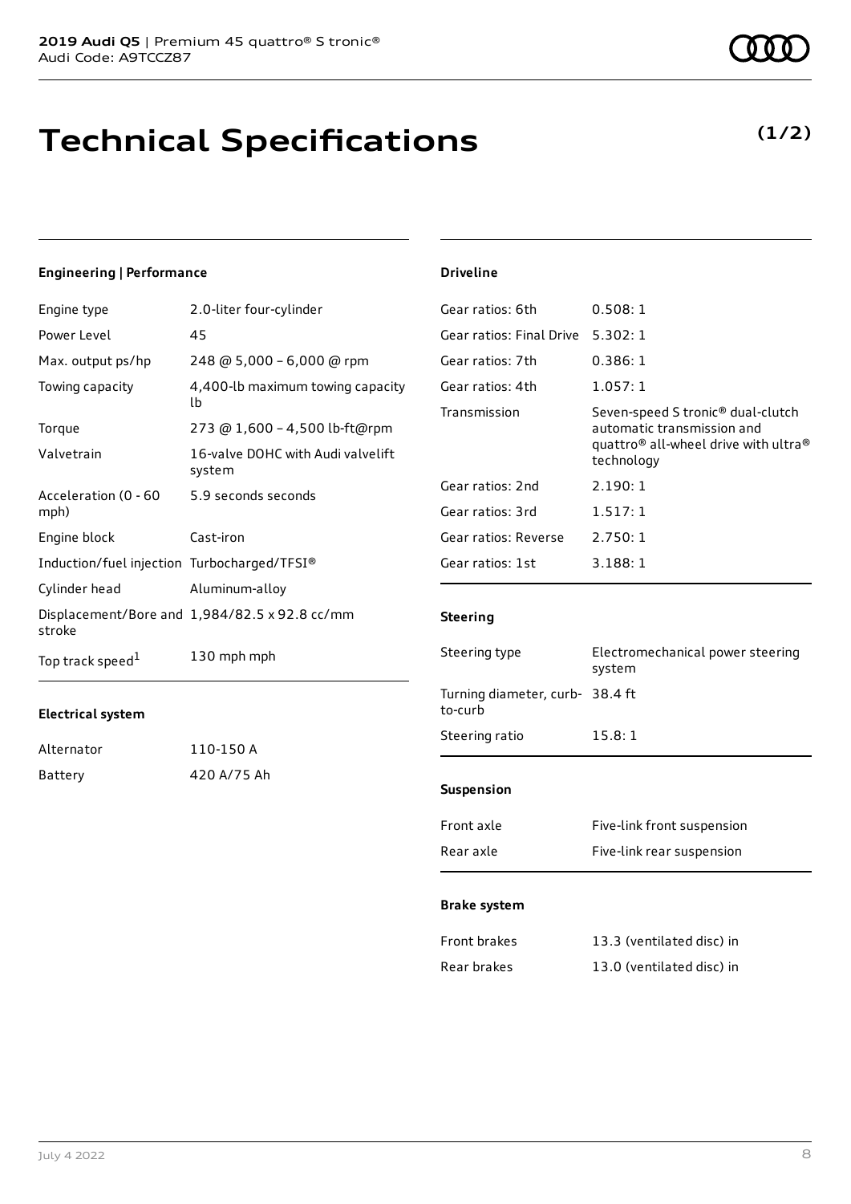# Technical Specifications

**(1/2)**

### Engineering | Performance

| | |
|---|---|
| Engine type | 2.0-liter four-cylinder |
| Power Level | 45 |
| Max. output ps/hp | 248 @ 5,000 – 6,000 @ rpm |
| Towing capacity | 4,400-lb maximum towing capacity lb |
| Torque | 273 @ 1,600 – 4,500 lb-ft@rpm |
| Valvetrain | 16-valve DOHC with Audi valvelift system |
| Acceleration (0 - 60 mph) | 5.9 seconds seconds |
| Engine block | Cast-iron |
| Induction/fuel injection | Turbocharged/TFSI® |
| Cylinder head | Aluminum-alloy |
| Displacement/Bore and stroke | 1,984/82.5 x 92.8 cc/mm |
| Top track speed[1] | 130 mph mph |

### Electrical system

| | |
|---|---|
| Alternator | 110-150 A |
| Battery | 420 A/75 Ah |

### Driveline

| | |
|---|---|
| Gear ratios: 6th | 0.508: 1 |
| Gear ratios: Final Drive | 5.302: 1 |
| Gear ratios: 7th | 0.386: 1 |
| Gear ratios: 4th | 1.057: 1 |
| Transmission | Seven-speed S tronic® dual-clutch automatic transmission and quattro® all-wheel drive with ultra® technology |
| Gear ratios: 2nd | 2.190: 1 |
| Gear ratios: 3rd | 1.517: 1 |
| Gear ratios: Reverse | 2.750: 1 |
| Gear ratios: 1st | 3.188: 1 |

### Steering

| | |
|---|---|
| Steering type | Electromechanical power steering system |
| Turning diameter, curb-to-curb | 38.4 ft |
| Steering ratio | 15.8: 1 |

### Suspension

| | |
|---|---|
| Front axle | Five-link front suspension |
| Rear axle | Five-link rear suspension |

### Brake system

| | |
|---|---|
| Front brakes | 13.3 (ventilated disc) in |
| Rear brakes | 13.0 (ventilated disc) in |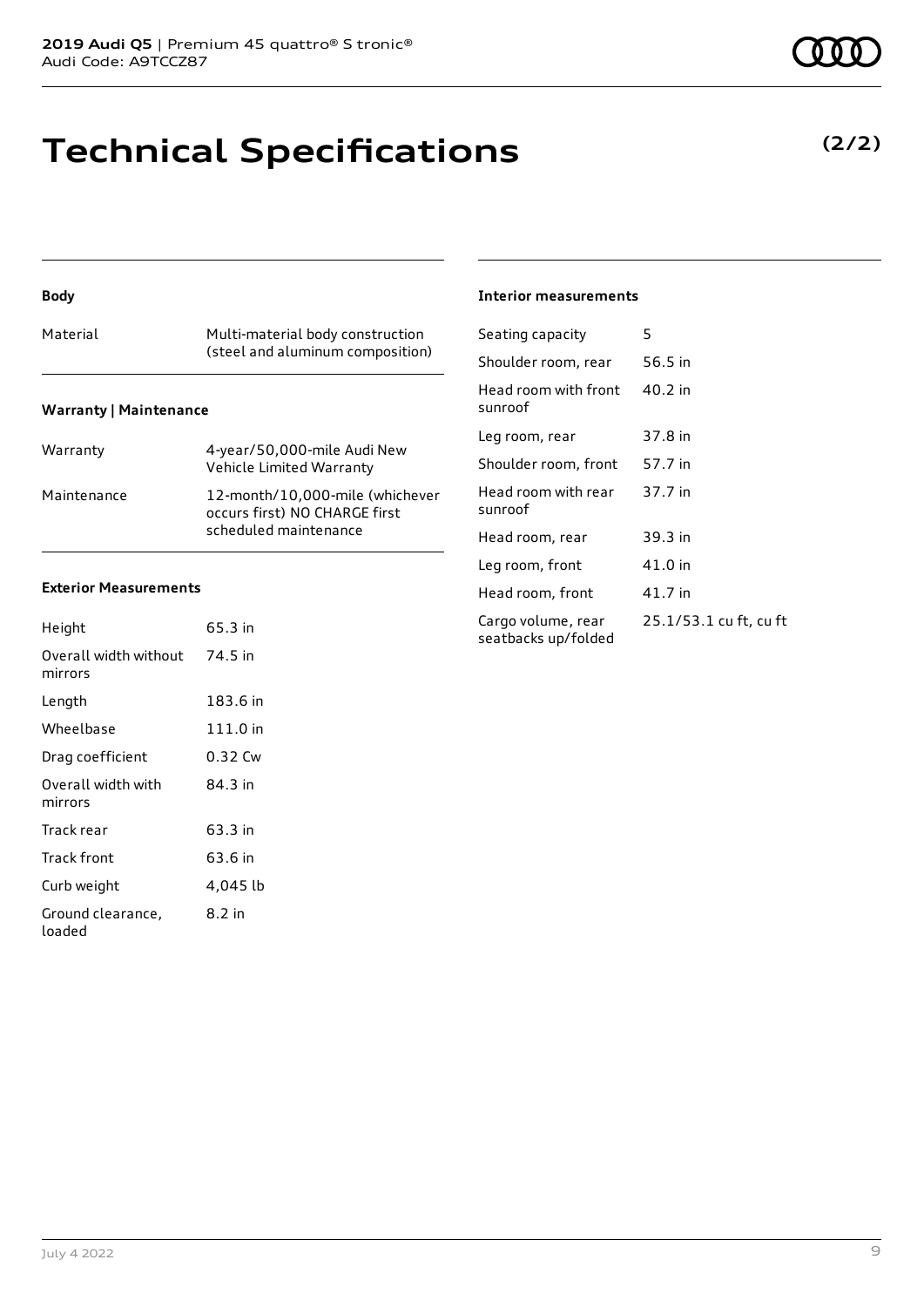# Technical Specifications

**(2/2)**

### Body

| Material | Multi-material body construction (steel and aluminum composition) |
|---|---|

### Warranty | Maintenance

| Warranty | 4-year/50,000-mile Audi New Vehicle Limited Warranty |
|---|---|
| Maintenance | 12-month/10,000-mile (whichever occurs first) NO CHARGE first scheduled maintenance |

### Exterior Measurements

| Height | 65.3 in |
|---|---|
| Overall width without mirrors | 74.5 in |
| Length | 183.6 in |
| Wheelbase | 111.0 in |
| Drag coefficient | 0.32 Cw |
| Overall width with mirrors | 84.3 in |
| Track rear | 63.3 in |
| Track front | 63.6 in |
| Curb weight | 4,045 lb |
| Ground clearance, loaded | 8.2 in |

### Interior measurements

| Seating capacity | 5 |
|---|---|
| Shoulder room, rear | 56.5 in |
| Head room with front sunroof | 40.2 in |
| Leg room, rear | 37.8 in |
| Shoulder room, front | 57.7 in |
| Head room with rear sunroof | 37.7 in |
| Head room, rear | 39.3 in |
| Leg room, front | 41.0 in |
| Head room, front | 41.7 in |
| Cargo volume, rear seatbacks up/folded | 25.1/53.1 cu ft, cu ft |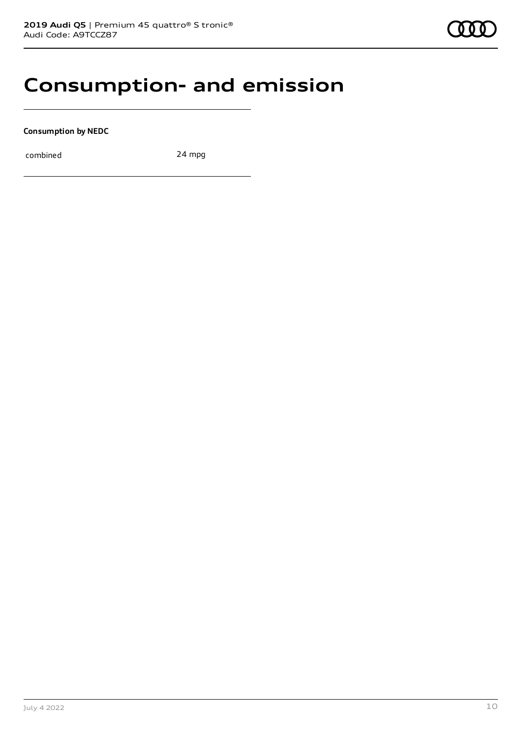# Consumption- and emission

**Consumption by NEDC**

| combined | 24 mpg |
|---|---|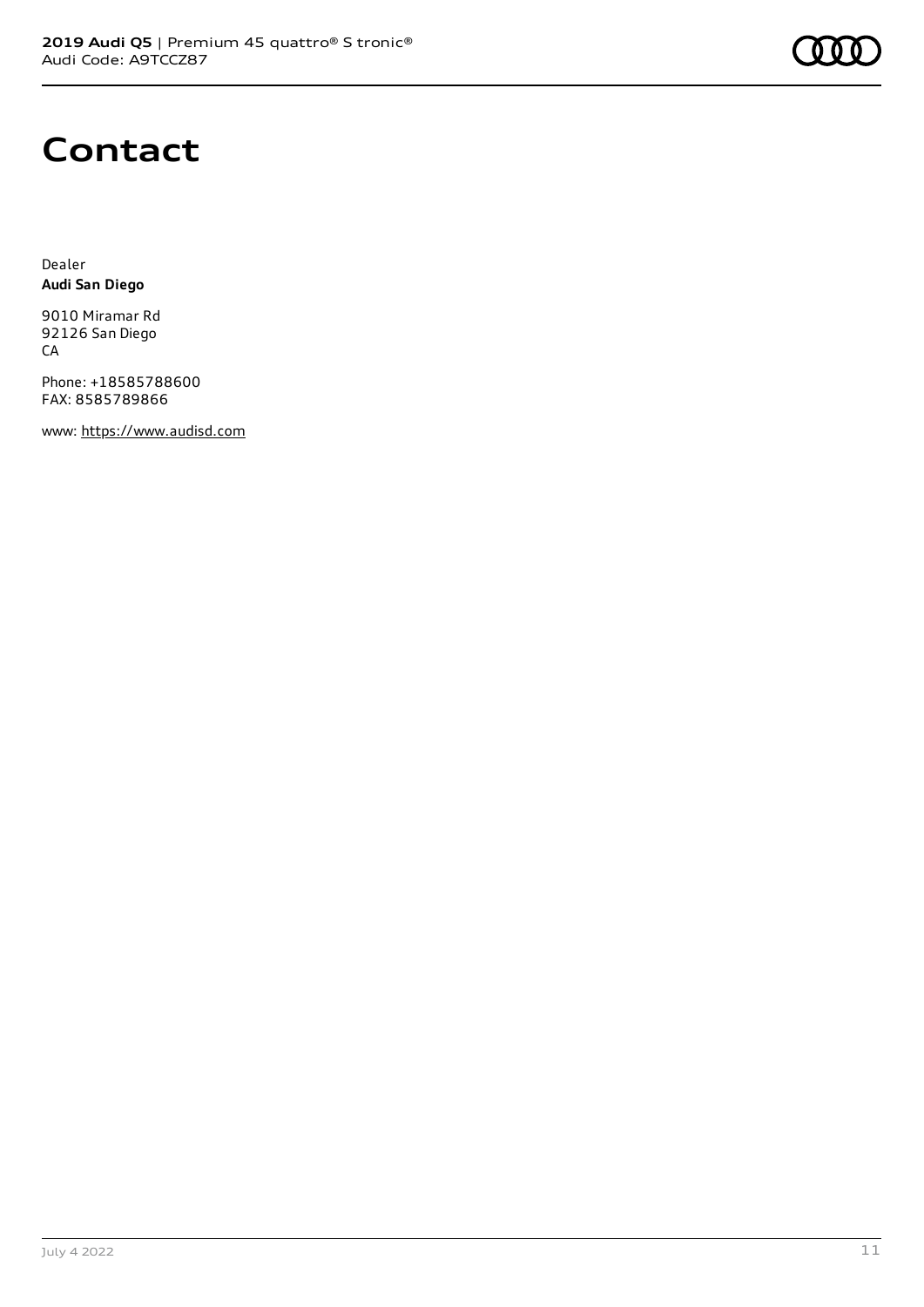# Contact

Dealer
**Audi San Diego**

9010 Miramar Rd
92126 San Diego
CA

Phone: +18585788600
FAX: 8585789866

www: https://www.audisd.com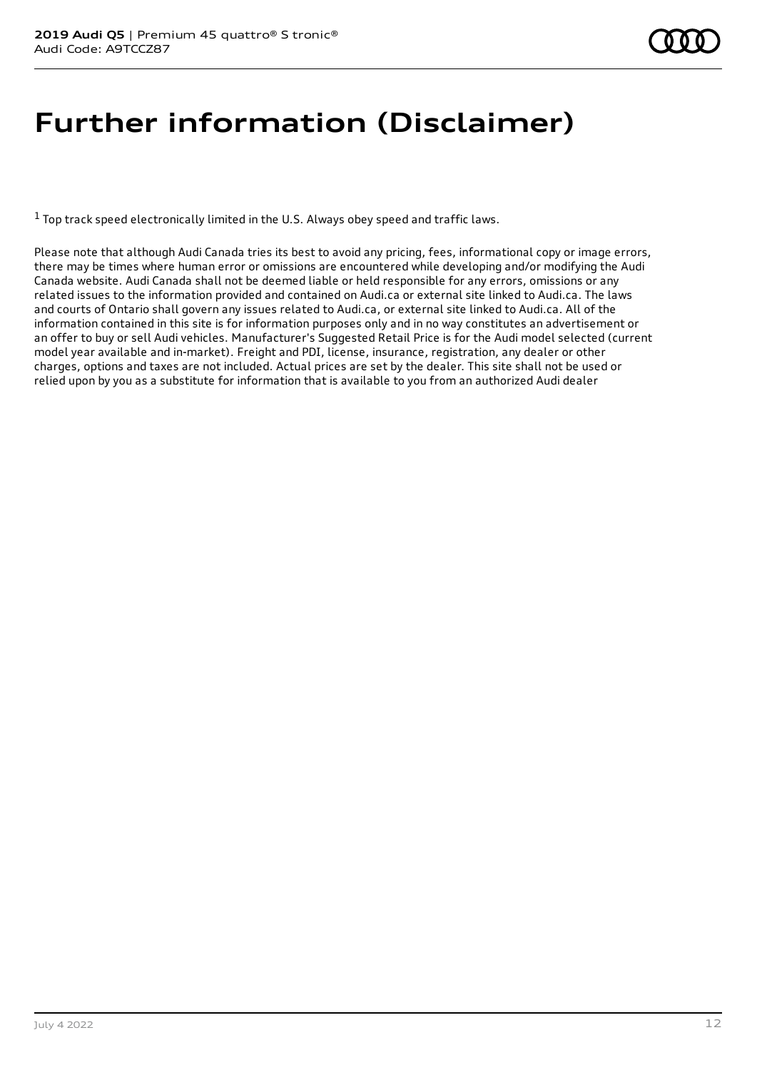# Further information (Disclaimer)

[1] Top track speed electronically limited in the U.S. Always obey speed and traffic laws.

Please note that although Audi Canada tries its best to avoid any pricing, fees, informational copy or image errors, there may be times where human error or omissions are encountered while developing and/or modifying the Audi Canada website. Audi Canada shall not be deemed liable or held responsible for any errors, omissions or any related issues to the information provided and contained on Audi.ca or external site linked to Audi.ca. The laws and courts of Ontario shall govern any issues related to Audi.ca, or external site linked to Audi.ca. All of the information contained in this site is for information purposes only and in no way constitutes an advertisement or an offer to buy or sell Audi vehicles. Manufacturer's Suggested Retail Price is for the Audi model selected (current model year available and in-market). Freight and PDI, license, insurance, registration, any dealer or other charges, options and taxes are not included. Actual prices are set by the dealer. This site shall not be used or relied upon by you as a substitute for information that is available to you from an authorized Audi dealer